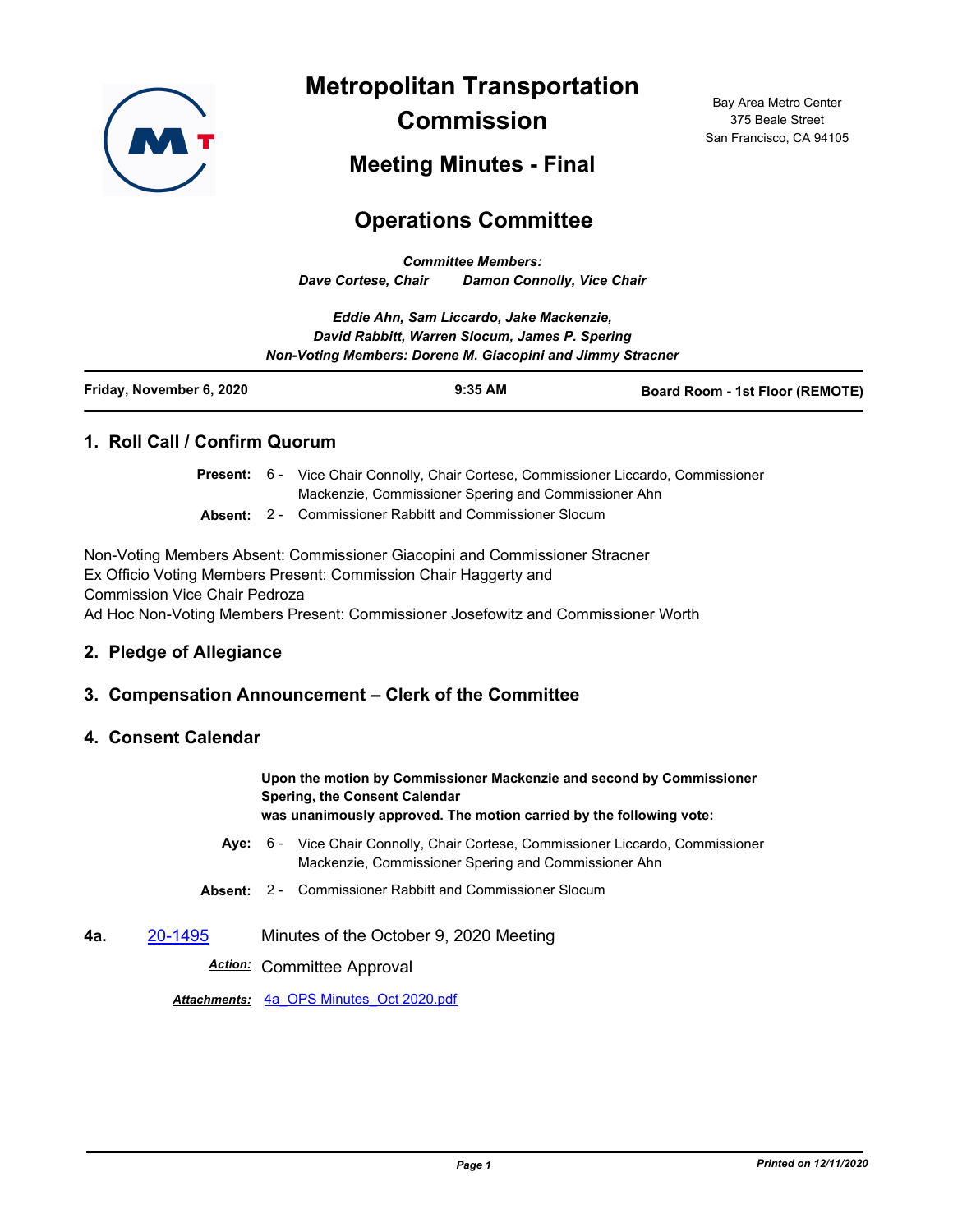# Metropolitan Transportation Commission

Bay Area Metro Center
375 Beale Street
San Francisco, CA 94105

## Meeting Minutes - Final

## Operations Committee

*Committee Members:*
*Dave Cortese, Chair     Damon Connolly, Vice Chair*

*Eddie Ahn, Sam Liccardo, Jake Mackenzie,*
*David Rabbitt, Warren Slocum, James P. Spering*
*Non-Voting Members: Dorene M. Giacopini and Jimmy Stracner*

| **Friday, November 6, 2020** | **9:35 AM** | **Board Room - 1st Floor (REMOTE)** |
|---|---|---|

### 1. Roll Call / Confirm Quorum

**Present:** 6 - Vice Chair Connolly, Chair Cortese, Commissioner Liccardo, Commissioner Mackenzie, Commissioner Spering and Commissioner Ahn

**Absent:** 2 - Commissioner Rabbitt and Commissioner Slocum

Non-Voting Members Absent: Commissioner Giacopini and Commissioner Stracner
Ex Officio Voting Members Present: Commission Chair Haggerty and Commission Vice Chair Pedroza
Ad Hoc Non-Voting Members Present: Commissioner Josefowitz and Commissioner Worth

### 2. Pledge of Allegiance

### 3. Compensation Announcement – Clerk of the Committee

### 4. Consent Calendar

**Upon the motion by Commissioner Mackenzie and second by Commissioner Spering, the Consent Calendar was unanimously approved. The motion carried by the following vote:**

**Aye:** 6 - Vice Chair Connolly, Chair Cortese, Commissioner Liccardo, Commissioner Mackenzie, Commissioner Spering and Commissioner Ahn

**Absent:** 2 - Commissioner Rabbitt and Commissioner Slocum

**4a.** 20-1495 Minutes of the October 9, 2020 Meeting

***Action:*** Committee Approval

***Attachments:*** 4a_OPS Minutes_Oct 2020.pdf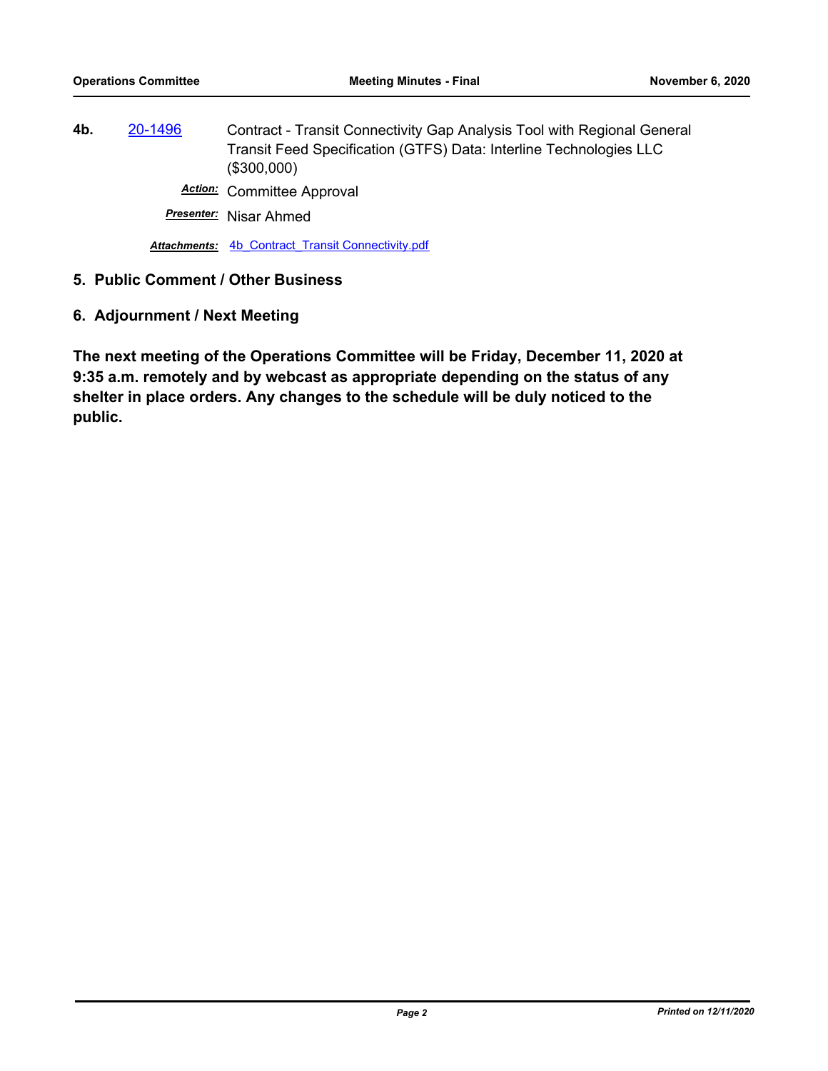**4b.** 20-1496 Contract - Transit Connectivity Gap Analysis Tool with Regional General Transit Feed Specification (GTFS) Data: Interline Technologies LLC ($300,000)

*Action:* Committee Approval

*Presenter:* Nisar Ahmed

*Attachments:* 4b_Contract_Transit Connectivity.pdf

## 5. Public Comment / Other Business

## 6. Adjournment / Next Meeting

**The next meeting of the Operations Committee will be Friday, December 11, 2020 at 9:35 a.m. remotely and by webcast as appropriate depending on the status of any shelter in place orders. Any changes to the schedule will be duly noticed to the public.**